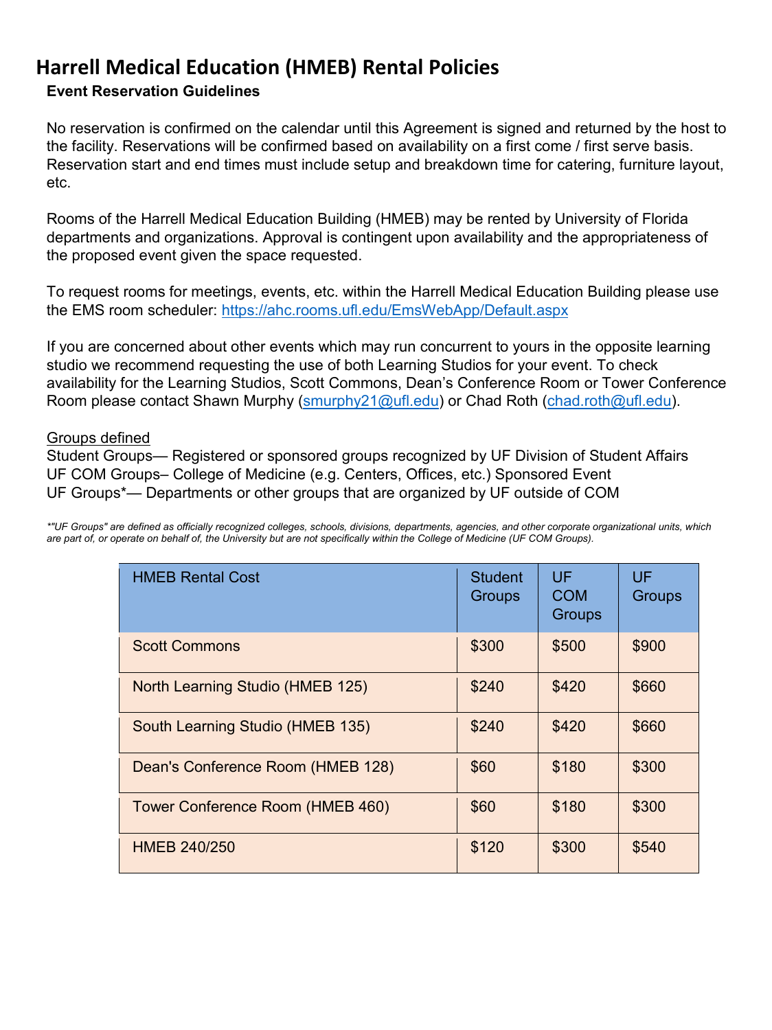# Harrell Medical Education (HMEB) Rental Policies

### Event Reservation Guidelines

No reservation is confirmed on the calendar until this Agreement is signed and returned by the host to the facility. Reservations will be confirmed based on availability on a first come / first serve basis. Reservation start and end times must include setup and breakdown time for catering, furniture layout, etc.

Rooms of the Harrell Medical Education Building (HMEB) may be rented by University of Florida departments and organizations. Approval is contingent upon availability and the appropriateness of the proposed event given the space requested.

To request rooms for meetings, events, etc. within the Harrell Medical Education Building please use the EMS room scheduler: https://ahc.rooms.ufl.edu/EmsWebApp/Default.aspx

If you are concerned about other events which may run concurrent to yours in the opposite learning studio we recommend requesting the use of both Learning Studios for your event. To check availability for the Learning Studios, Scott Commons, Dean's Conference Room or Tower Conference Room please contact Shawn Murphy (smurphy21@ufl.edu) or Chad Roth (chad.roth@ufl.edu).

Groups defined

Student Groups— Registered or sponsored groups recognized by UF Division of Student Affairs
UF COM Groups– College of Medicine (e.g. Centers, Offices, etc.) Sponsored Event
UF Groups*— Departments or other groups that are organized by UF outside of COM

*"UF Groups" are defined as officially recognized colleges, schools, divisions, departments, agencies, and other corporate organizational units, which are part of, or operate on behalf of, the University but are not specifically within the College of Medicine (UF COM Groups).

| HMEB Rental Cost | Student Groups | UF COM Groups | UF Groups |
|---|---|---|---|
| Scott Commons | $300 | $500 | $900 |
| North Learning Studio (HMEB 125) | $240 | $420 | $660 |
| South Learning Studio (HMEB 135) | $240 | $420 | $660 |
| Dean's Conference Room (HMEB 128) | $60 | $180 | $300 |
| Tower Conference Room (HMEB 460) | $60 | $180 | $300 |
| HMEB 240/250 | $120 | $300 | $540 |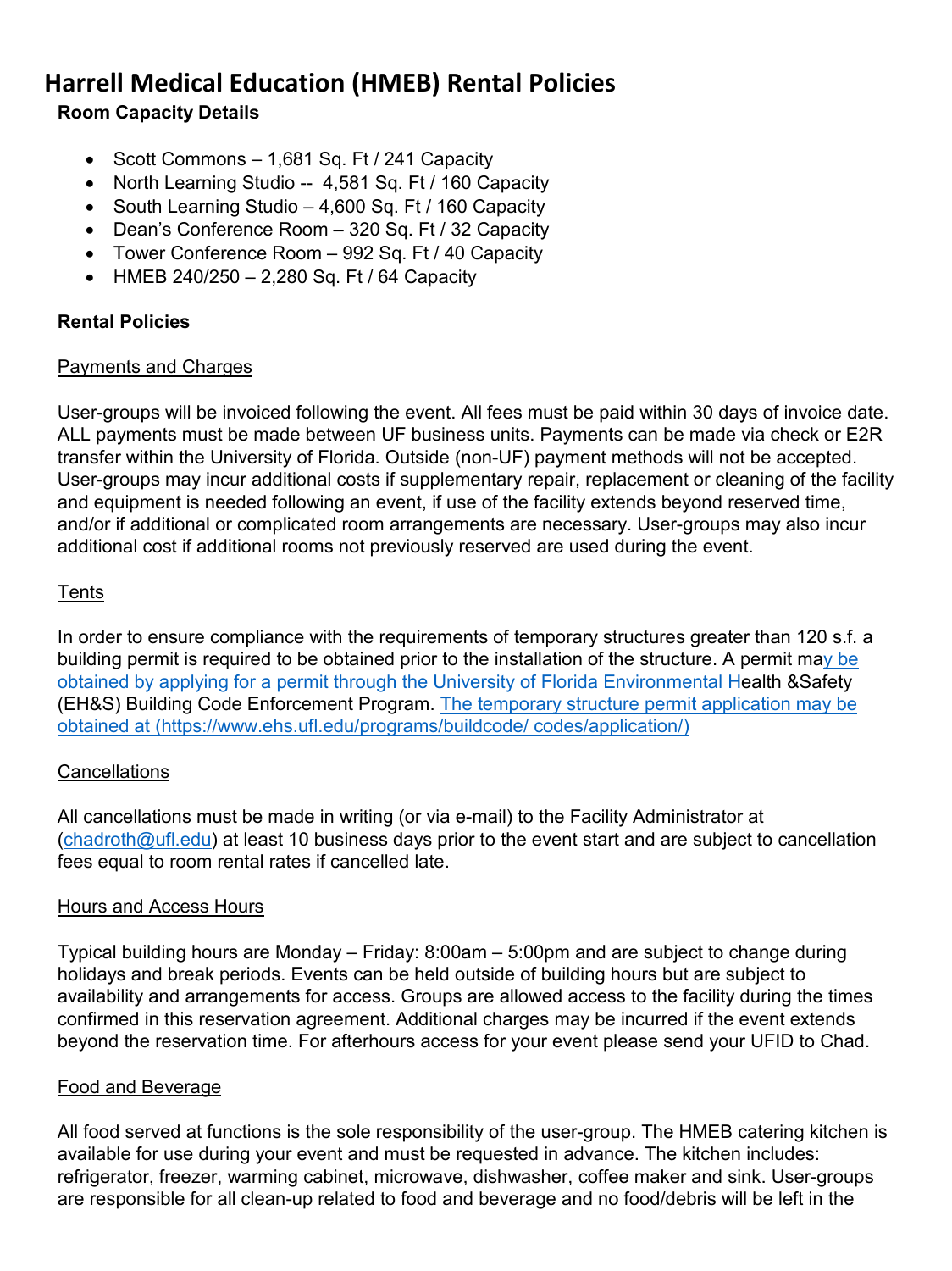# Harrell Medical Education (HMEB) Rental Policies

**Room Capacity Details**

- Scott Commons – 1,681 Sq. Ft / 241 Capacity
- North Learning Studio -- 4,581 Sq. Ft / 160 Capacity
- South Learning Studio – 4,600 Sq. Ft / 160 Capacity
- Dean's Conference Room – 320 Sq. Ft / 32 Capacity
- Tower Conference Room – 992 Sq. Ft / 40 Capacity
- HMEB 240/250 – 2,280 Sq. Ft / 64 Capacity

**Rental Policies**

Payments and Charges

User-groups will be invoiced following the event. All fees must be paid within 30 days of invoice date. ALL payments must be made between UF business units. Payments can be made via check or E2R transfer within the University of Florida. Outside (non-UF) payment methods will not be accepted. User-groups may incur additional costs if supplementary repair, replacement or cleaning of the facility and equipment is needed following an event, if use of the facility extends beyond reserved time, and/or if additional or complicated room arrangements are necessary. User-groups may also incur additional cost if additional rooms not previously reserved are used during the event.

Tents

In order to ensure compliance with the requirements of temporary structures greater than 120 s.f. a building permit is required to be obtained prior to the installation of the structure. A permit may be obtained by applying for a permit through the University of Florida Environmental Health &Safety (EH&S) Building Code Enforcement Program. The temporary structure permit application may be obtained at (https://www.ehs.ufl.edu/programs/buildcode/ codes/application/)

Cancellations

All cancellations must be made in writing (or via e-mail) to the Facility Administrator at (chadroth@ufl.edu) at least 10 business days prior to the event start and are subject to cancellation fees equal to room rental rates if cancelled late.

Hours and Access Hours

Typical building hours are Monday – Friday: 8:00am – 5:00pm and are subject to change during holidays and break periods. Events can be held outside of building hours but are subject to availability and arrangements for access. Groups are allowed access to the facility during the times confirmed in this reservation agreement. Additional charges may be incurred if the event extends beyond the reservation time. For afterhours access for your event please send your UFID to Chad.

Food and Beverage

All food served at functions is the sole responsibility of the user-group. The HMEB catering kitchen is available for use during your event and must be requested in advance. The kitchen includes: refrigerator, freezer, warming cabinet, microwave, dishwasher, coffee maker and sink. User-groups are responsible for all clean-up related to food and beverage and no food/debris will be left in the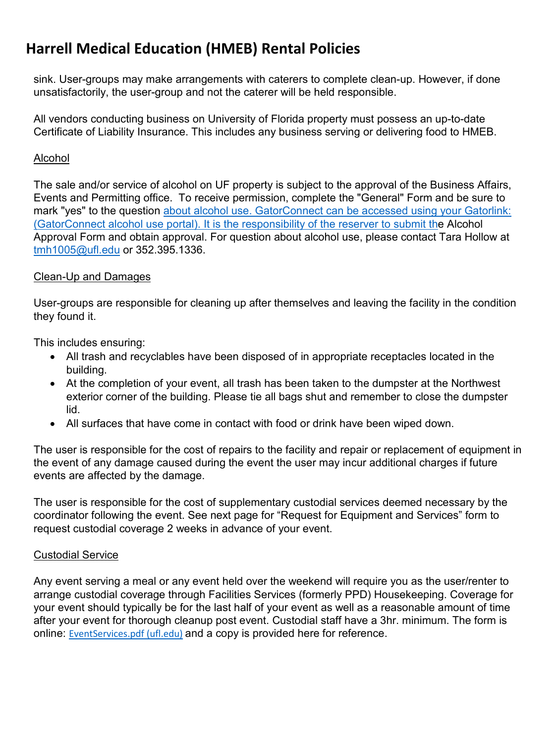sink. User-groups may make arrangements with caterers to complete clean-up. However, if done unsatisfactorily, the user-group and not the caterer will be held responsible.

All vendors conducting business on University of Florida property must possess an up-to-date Certificate of Liability Insurance. This includes any business serving or delivering food to HMEB.

### Alcohol

The sale and/or service of alcohol on UF property is subject to the approval of the Business Affairs, Events and Permitting office. To receive permission, complete the "General" Form and be sure to mark "yes" to the question about alcohol use. GatorConnect can be accessed using your Gatorlink: (GatorConnect alcohol use portal). It is the responsibility of the reserver to submit the Alcohol Approval Form and obtain approval. For question about alcohol use, please contact Tara Hollow at tmh1005@ufl.edu or 352.395.1336.

### Clean-Up and Damages

User-groups are responsible for cleaning up after themselves and leaving the facility in the condition they found it.

This includes ensuring:

- All trash and recyclables have been disposed of in appropriate receptacles located in the building.
- At the completion of your event, all trash has been taken to the dumpster at the Northwest exterior corner of the building. Please tie all bags shut and remember to close the dumpster lid.
- All surfaces that have come in contact with food or drink have been wiped down.

The user is responsible for the cost of repairs to the facility and repair or replacement of equipment in the event of any damage caused during the event the user may incur additional charges if future events are affected by the damage.

The user is responsible for the cost of supplementary custodial services deemed necessary by the coordinator following the event. See next page for "Request for Equipment and Services" form to request custodial coverage 2 weeks in advance of your event.

### Custodial Service

Any event serving a meal or any event held over the weekend will require you as the user/renter to arrange custodial coverage through Facilities Services (formerly PPD) Housekeeping. Coverage for your event should typically be for the last half of your event as well as a reasonable amount of time after your event for thorough cleanup post event. Custodial staff have a 3hr. minimum. The form is online: EventServices.pdf (ufl.edu) and a copy is provided here for reference.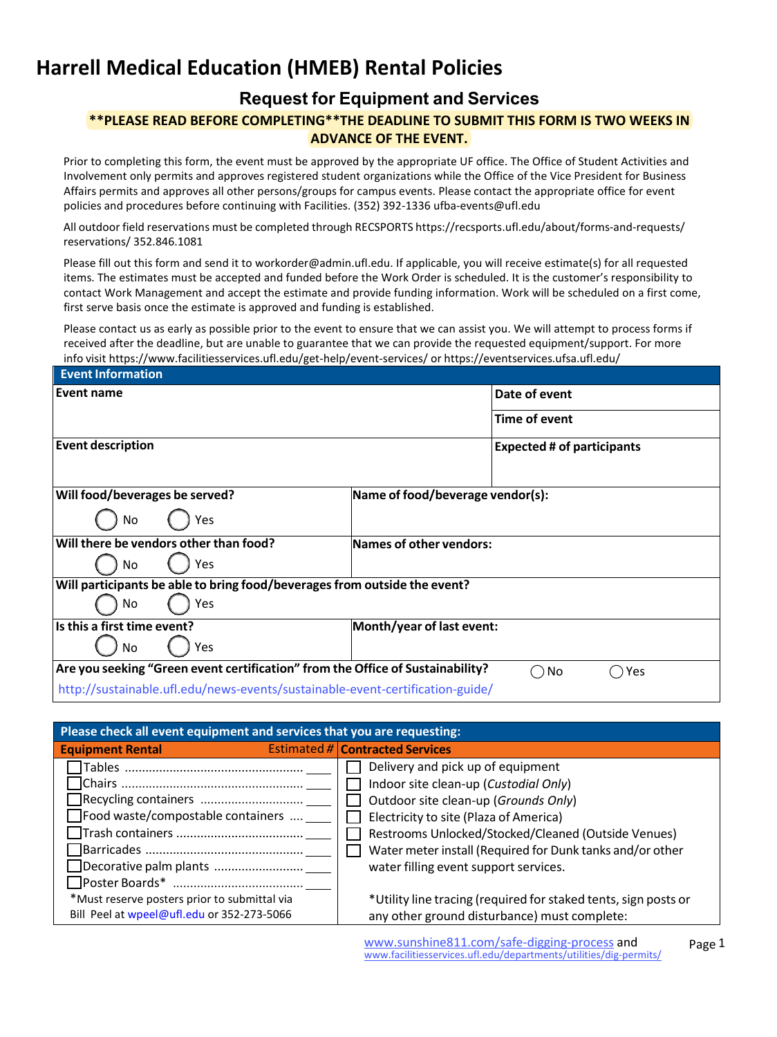# Harrell Medical Education (HMEB) Rental Policies

## Request for Equipment and Services

**\*\*PLEASE READ BEFORE COMPLETING\*\*THE DEADLINE TO SUBMIT THIS FORM IS TWO WEEKS IN ADVANCE OF THE EVENT.**

Prior to completing this form, the event must be approved by the appropriate UF office. The Office of Student Activities and Involvement only permits and approves registered student organizations while the Office of the Vice President for Business Affairs permits and approves all other persons/groups for campus events. Please contact the appropriate office for event policies and procedures before continuing with Facilities. (352) 392-1336 ufba-events@ufl.edu

All outdoor field reservations must be completed through RECSPORTS https://recsports.ufl.edu/about/forms-and-requests/reservations/ 352.846.1081

Please fill out this form and send it to workorder@admin.ufl.edu. If applicable, you will receive estimate(s) for all requested items. The estimates must be accepted and funded before the Work Order is scheduled. It is the customer's responsibility to contact Work Management and accept the estimate and provide funding information. Work will be scheduled on a first come, first serve basis once the estimate is approved and funding is established.

Please contact us as early as possible prior to the event to ensure that we can assist you. We will attempt to process forms if received after the deadline, but are unable to guarantee that we can provide the requested equipment/support. For more info visit https://www.facilitiesservices.ufl.edu/get-help/event-services/ or https://eventservices.ufsa.ufl.edu/

| **Event Information** | | |
|---|---|---|
| **Event name** | | **Date of event** |
| | | **Time of event** |
| **Event description** | | **Expected # of participants** |
| **Will food/beverages be served?** ◯ No ◯ Yes | **Name of food/beverage vendor(s):** | |
| **Will there be vendors other than food?** ◯ No ◯ Yes | **Names of other vendors:** | |
| **Will participants be able to bring food/beverages from outside the event?** ◯ No ◯ Yes | | |
| **Is this a first time event?** ◯ No ◯ Yes | **Month/year of last event:** | |
| **Are you seeking "Green event certification" from the Office of Sustainability?** http://sustainable.ufl.edu/news-events/sustainable-event-certification-guide/ | | ◯ No ◯ Yes |

| **Please check all event equipment and services that you are requesting:** | | |
|---|---|---|
| **Equipment Rental** | **Estimated #** | **Contracted Services** |
| ☐ Tables | ____ | ☐ Delivery and pick up of equipment |
| ☐ Chairs | ____ | ☐ Indoor site clean-up (*Custodial Only*) |
| ☐ Recycling containers | ____ | ☐ Outdoor site clean-up (*Grounds Only*) |
| ☐ Food waste/compostable containers | ____ | ☐ Electricity to site (Plaza of America) |
| ☐ Trash containers | ____ | ☐ Restrooms Unlocked/Stocked/Cleaned (Outside Venues) |
| ☐ Barricades | ____ | ☐ Water meter install (Required for Dunk tanks and/or other water filling event support services. |
| ☐ Decorative palm plants | ____ | |
| ☐ Poster Boards* | ____ | |
| *Must reserve posters prior to submittal via Bill Peel at wpeel@ufl.edu or 352-273-5066 | | *Utility line tracing (required for staked tents, sign posts or any other ground disturbance) must complete: |

www.sunshine811.com/safe-digging-process and www.facilitiesservices.ufl.edu/departments/utilities/dig-permits/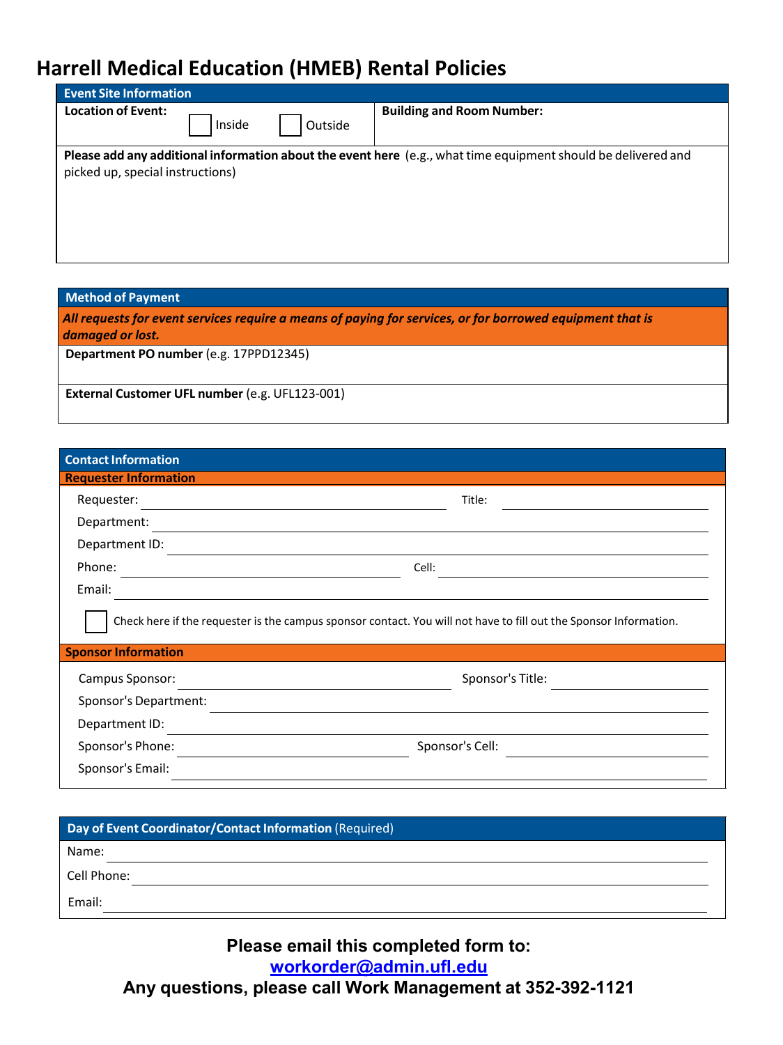# Harrell Medical Education (HMEB) Rental Policies

| Event Site Information | |
|---|---|
| **Location of Event:** ☐ Inside ☐ Outside | **Building and Room Number:** |
| **Please add any additional information about the event here** (e.g., what time equipment should be delivered and picked up, special instructions) | |

| Method of Payment |
|---|
| ***All requests for event services require a means of paying for services, or for borrowed equipment that is damaged or lost.*** |
| **Department PO number** (e.g. 17PPD12345) |
| **External Customer UFL number** (e.g. UFL123-001) |

## Contact Information

### Requester Information

Requester: ____________________ Title: ____________________

Department: ____________________

Department ID: ____________________

Phone: ____________________ Cell: ____________________

Email: ____________________

☐ Check here if the requester is the campus sponsor contact. You will not have to fill out the Sponsor Information.

### Sponsor Information

Campus Sponsor: ____________________ Sponsor's Title: ____________________

Sponsor's Department: ____________________

Department ID: ____________________

Sponsor's Phone: ____________________ Sponsor's Cell: ____________________

Sponsor's Email: ____________________

## Day of Event Coordinator/Contact Information (Required)

Name: ____________________

Cell Phone: ____________________

Email: ____________________

**Please email this completed form to:**

**workorder@admin.ufl.edu**

**Any questions, please call Work Management at 352-392-1121**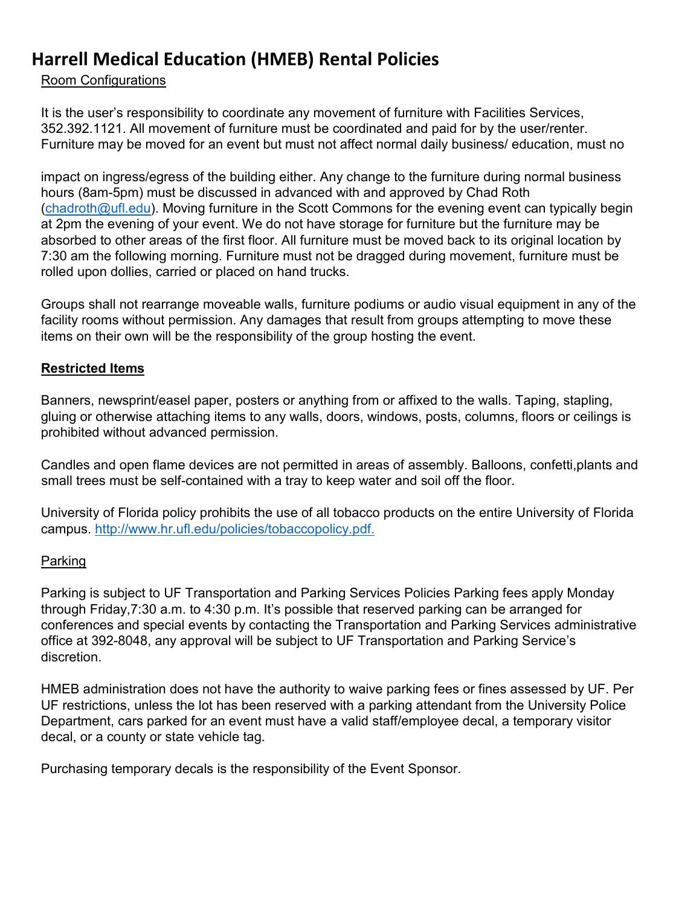# Harrell Medical Education (HMEB) Rental Policies

Room Configurations

It is the user's responsibility to coordinate any movement of furniture with Facilities Services, 352.392.1121. All movement of furniture must be coordinated and paid for by the user/renter. Furniture may be moved for an event but must not affect normal daily business/ education, must no

impact on ingress/egress of the building either. Any change to the furniture during normal business hours (8am-5pm) must be discussed in advanced with and approved by Chad Roth (chadroth@ufl.edu). Moving furniture in the Scott Commons for the evening event can typically begin at 2pm the evening of your event. We do not have storage for furniture but the furniture may be absorbed to other areas of the first floor. All furniture must be moved back to its original location by 7:30 am the following morning. Furniture must not be dragged during movement, furniture must be rolled upon dollies, carried or placed on hand trucks.

Groups shall not rearrange moveable walls, furniture podiums or audio visual equipment in any of the facility rooms without permission. Any damages that result from groups attempting to move these items on their own will be the responsibility of the group hosting the event.

**Restricted Items**

Banners, newsprint/easel paper, posters or anything from or affixed to the walls. Taping, stapling, gluing or otherwise attaching items to any walls, doors, windows, posts, columns, floors or ceilings is prohibited without advanced permission.

Candles and open flame devices are not permitted in areas of assembly. Balloons, confetti,plants and small trees must be self-contained with a tray to keep water and soil off the floor.

University of Florida policy prohibits the use of all tobacco products on the entire University of Florida campus. http://www.hr.ufl.edu/policies/tobaccopolicy.pdf.

Parking

Parking is subject to UF Transportation and Parking Services Policies Parking fees apply Monday through Friday,7:30 a.m. to 4:30 p.m. It's possible that reserved parking can be arranged for conferences and special events by contacting the Transportation and Parking Services administrative office at 392-8048, any approval will be subject to UF Transportation and Parking Service's discretion.

HMEB administration does not have the authority to waive parking fees or fines assessed by UF. Per UF restrictions, unless the lot has been reserved with a parking attendant from the University Police Department, cars parked for an event must have a valid staff/employee decal, a temporary visitor decal, or a county or state vehicle tag.

Purchasing temporary decals is the responsibility of the Event Sponsor.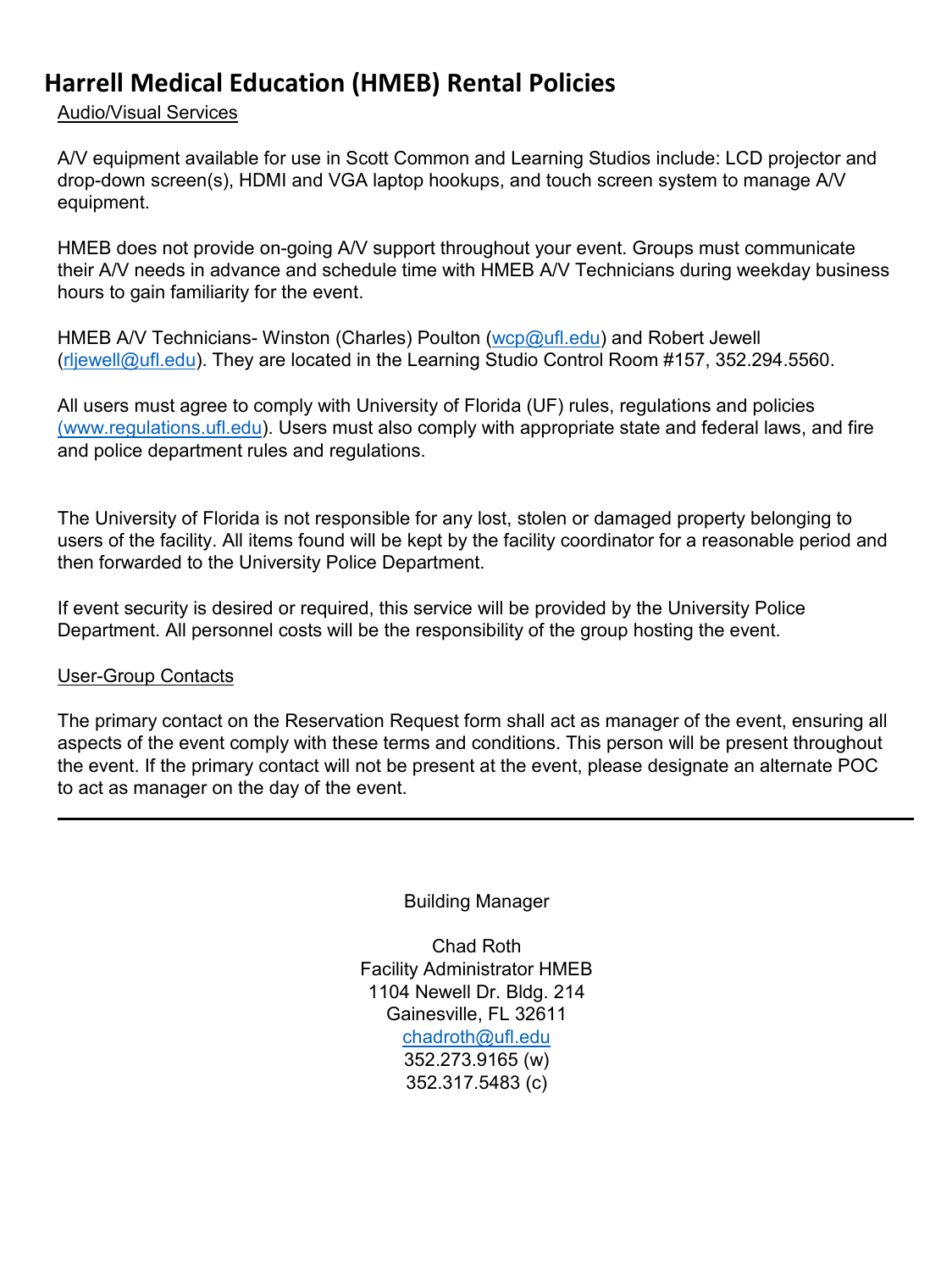# Harrell Medical Education (HMEB) Rental Policies

Audio/Visual Services

A/V equipment available for use in Scott Common and Learning Studios include: LCD projector and drop-down screen(s), HDMI and VGA laptop hookups, and touch screen system to manage A/V equipment.

HMEB does not provide on-going A/V support throughout your event. Groups must communicate their A/V needs in advance and schedule time with HMEB A/V Technicians during weekday business hours to gain familiarity for the event.

HMEB A/V Technicians- Winston (Charles) Poulton (wcp@ufl.edu) and Robert Jewell (rljewell@ufl.edu). They are located in the Learning Studio Control Room #157, 352.294.5560.

All users must agree to comply with University of Florida (UF) rules, regulations and policies (www.regulations.ufl.edu). Users must also comply with appropriate state and federal laws, and fire and police department rules and regulations.

The University of Florida is not responsible for any lost, stolen or damaged property belonging to users of the facility. All items found will be kept by the facility coordinator for a reasonable period and then forwarded to the University Police Department.

If event security is desired or required, this service will be provided by the University Police Department. All personnel costs will be the responsibility of the group hosting the event.

User-Group Contacts

The primary contact on the Reservation Request form shall act as manager of the event, ensuring all aspects of the event comply with these terms and conditions. This person will be present throughout the event. If the primary contact will not be present at the event, please designate an alternate POC to act as manager on the day of the event.

---

Building Manager

Chad Roth
Facility Administrator HMEB
1104 Newell Dr. Bldg. 214
Gainesville, FL 32611
chadroth@ufl.edu
352.273.9165 (w)
352.317.5483 (c)